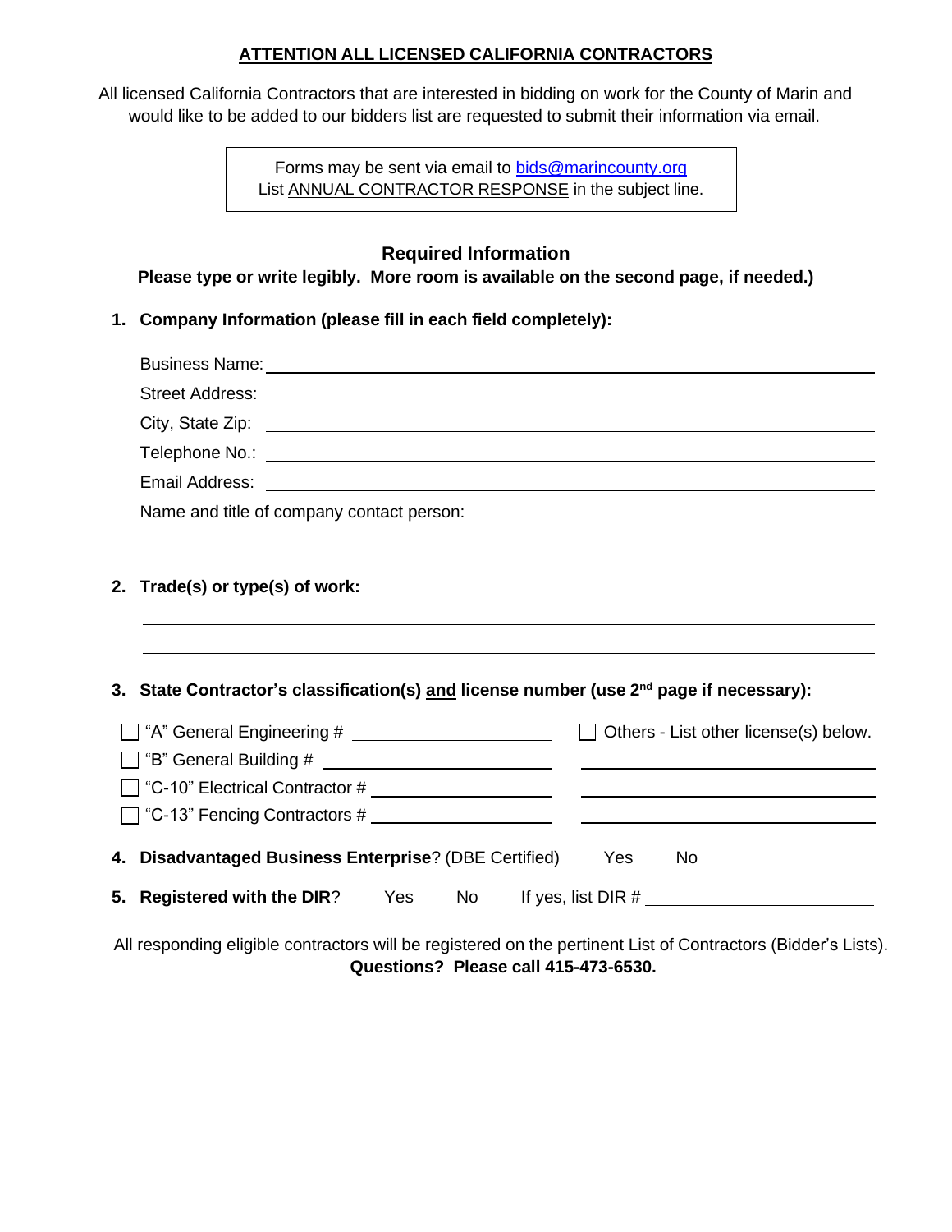## ATTENTION ALL LICENSED CALIFORNIA CONTRACTORS

All licensed California Contractors that are interested in bidding on work for the County of Marin and would like to be added to our bidders list are requested to submit their information via email.

> Forms may be sent via email to bids@marincounty.org
> List ANNUAL CONTRACTOR RESPONSE in the subject line.

### Required Information

**Please type or write legibly. More room is available on the second page, if needed.)**

**1. Company Information (please fill in each field completely):**

Business Name: ______________________________

Street Address: ______________________________

City, State Zip: ______________________________

Telephone No.: ______________________________

Email Address: ______________________________

Name and title of company contact person:

______________________________

**2. Trade(s) or type(s) of work:**

______________________________

______________________________

**3. State Contractor's classification(s) and license number (use 2nd page if necessary):**

- ☐ "A" General Engineering # ______________
- ☐ "B" General Building # ______________
- ☐ "C-10" Electrical Contractor # ______________
- ☐ "C-13" Fencing Contractors # ______________
- ☐ Others - List other license(s) below.
  - ______________
  - ______________
  - ______________

**4. Disadvantaged Business Enterprise**? (DBE Certified) Yes No

**5. Registered with the DIR**? Yes No If yes, list DIR # ______________

All responding eligible contractors will be registered on the pertinent List of Contractors (Bidder's Lists).
**Questions? Please call 415-473-6530.**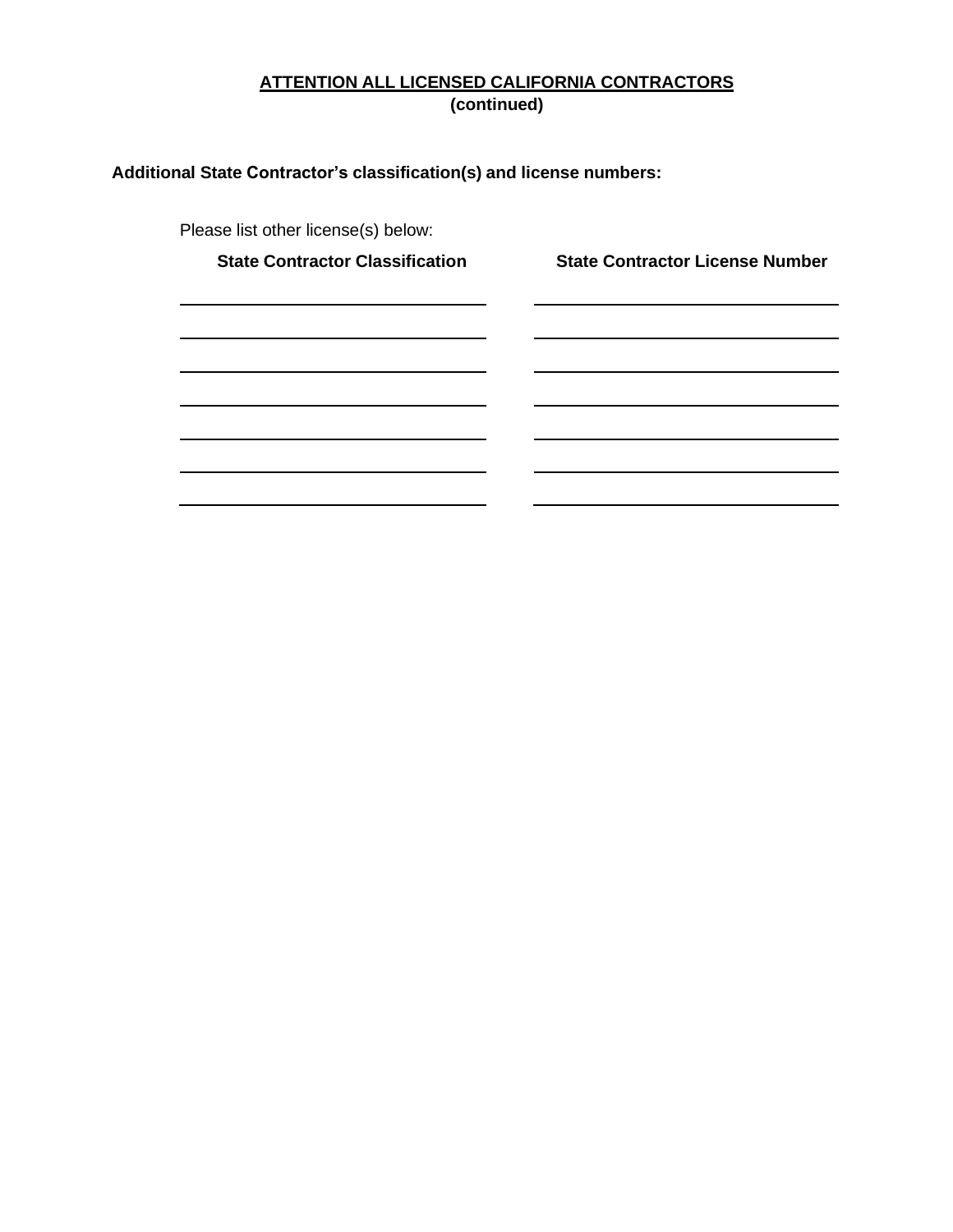## ATTENTION ALL LICENSED CALIFORNIA CONTRACTORS
**(continued)**

**Additional State Contractor's classification(s) and license numbers:**

Please list other license(s) below:

| State Contractor Classification | State Contractor License Number |
|---|---|
| | |
| | |
| | |
| | |
| | |
| | |
| | |